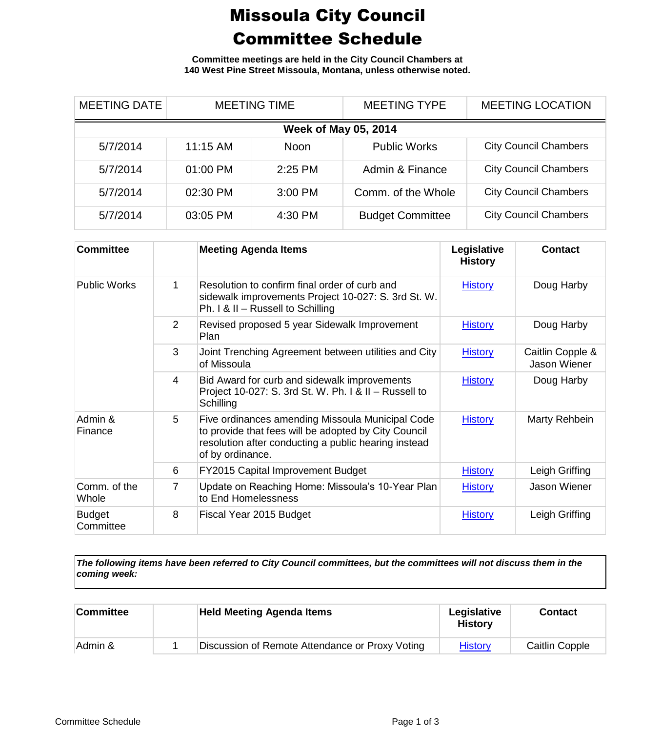# Missoula City Council Committee Schedule

**Committee meetings are held in the City Council Chambers at 140 West Pine Street Missoula, Montana, unless otherwise noted.**

| MEETING DATE | MEETING TIME | | MEETING TYPE | MEETING LOCATION |
|---|---|---|---|---|
| **Week of May 05, 2014** | | | | |
| 5/7/2014 | 11:15 AM | Noon | Public Works | City Council Chambers |
| 5/7/2014 | 01:00 PM | 2:25 PM | Admin & Finance | City Council Chambers |
| 5/7/2014 | 02:30 PM | 3:00 PM | Comm. of the Whole | City Council Chambers |
| 5/7/2014 | 03:05 PM | 4:30 PM | Budget Committee | City Council Chambers |

| Committee | | Meeting Agenda Items | Legislative History | Contact |
|---|---|---|---|---|
| Public Works | 1 | Resolution to confirm final order of curb and sidewalk improvements Project 10-027: S. 3rd St. W. Ph. I & II – Russell to Schilling | History | Doug Harby |
| | 2 | Revised proposed 5 year Sidewalk Improvement Plan | History | Doug Harby |
| | 3 | Joint Trenching Agreement between utilities and City of Missoula | History | Caitlin Copple & Jason Wiener |
| | 4 | Bid Award for curb and sidewalk improvements Project 10-027: S. 3rd St. W. Ph. I & II – Russell to Schilling | History | Doug Harby |
| Admin & Finance | 5 | Five ordinances amending Missoula Municipal Code to provide that fees will be adopted by City Council resolution after conducting a public hearing instead of by ordinance. | History | Marty Rehbein |
| | 6 | FY2015 Capital Improvement Budget | History | Leigh Griffing |
| Comm. of the Whole | 7 | Update on Reaching Home: Missoula's 10-Year Plan to End Homelessness | History | Jason Wiener |
| Budget Committee | 8 | Fiscal Year 2015 Budget | History | Leigh Griffing |

***The following items have been referred to City Council committees, but the committees will not discuss them in the coming week:***

| Committee | | Held Meeting Agenda Items | Legislative History | Contact |
|---|---|---|---|---|
| Admin & | 1 | Discussion of Remote Attendance or Proxy Voting | History | Caitlin Copple |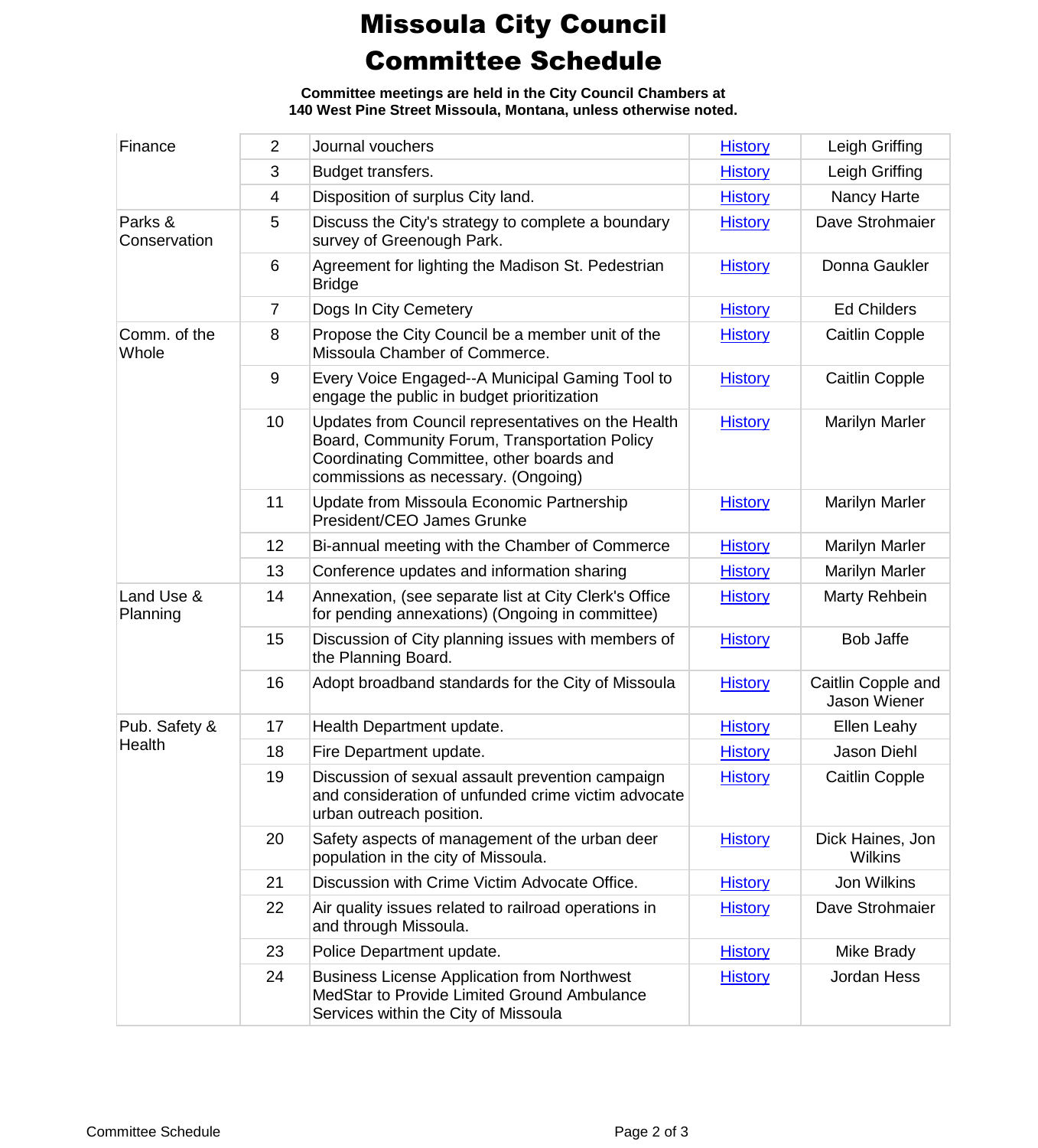# Missoula City Council Committee Schedule

**Committee meetings are held in the City Council Chambers at 140 West Pine Street Missoula, Montana, unless otherwise noted.**

| Committee | # | Item | History | Sponsor |
|---|---|---|---|---|
| Finance | 2 | Journal vouchers | History | Leigh Griffing |
| | 3 | Budget transfers. | History | Leigh Griffing |
| | 4 | Disposition of surplus City land. | History | Nancy Harte |
| Parks & Conservation | 5 | Discuss the City's strategy to complete a boundary survey of Greenough Park. | History | Dave Strohmaier |
| | 6 | Agreement for lighting the Madison St. Pedestrian Bridge | History | Donna Gaukler |
| | 7 | Dogs In City Cemetery | History | Ed Childers |
| Comm. of the Whole | 8 | Propose the City Council be a member unit of the Missoula Chamber of Commerce. | History | Caitlin Copple |
| | 9 | Every Voice Engaged--A Municipal Gaming Tool to engage the public in budget prioritization | History | Caitlin Copple |
| | 10 | Updates from Council representatives on the Health Board, Community Forum, Transportation Policy Coordinating Committee, other boards and commissions as necessary. (Ongoing) | History | Marilyn Marler |
| | 11 | Update from Missoula Economic Partnership President/CEO James Grunke | History | Marilyn Marler |
| | 12 | Bi-annual meeting with the Chamber of Commerce | History | Marilyn Marler |
| | 13 | Conference updates and information sharing | History | Marilyn Marler |
| Land Use & Planning | 14 | Annexation, (see separate list at City Clerk's Office for pending annexations) (Ongoing in committee) | History | Marty Rehbein |
| | 15 | Discussion of City planning issues with members of the Planning Board. | History | Bob Jaffe |
| | 16 | Adopt broadband standards for the City of Missoula | History | Caitlin Copple and Jason Wiener |
| Pub. Safety & Health | 17 | Health Department update. | History | Ellen Leahy |
| | 18 | Fire Department update. | History | Jason Diehl |
| | 19 | Discussion of sexual assault prevention campaign and consideration of unfunded crime victim advocate urban outreach position. | History | Caitlin Copple |
| | 20 | Safety aspects of management of the urban deer population in the city of Missoula. | History | Dick Haines, Jon Wilkins |
| | 21 | Discussion with Crime Victim Advocate Office. | History | Jon Wilkins |
| | 22 | Air quality issues related to railroad operations in and through Missoula. | History | Dave Strohmaier |
| | 23 | Police Department update. | History | Mike Brady |
| | 24 | Business License Application from Northwest MedStar to Provide Limited Ground Ambulance Services within the City of Missoula | History | Jordan Hess |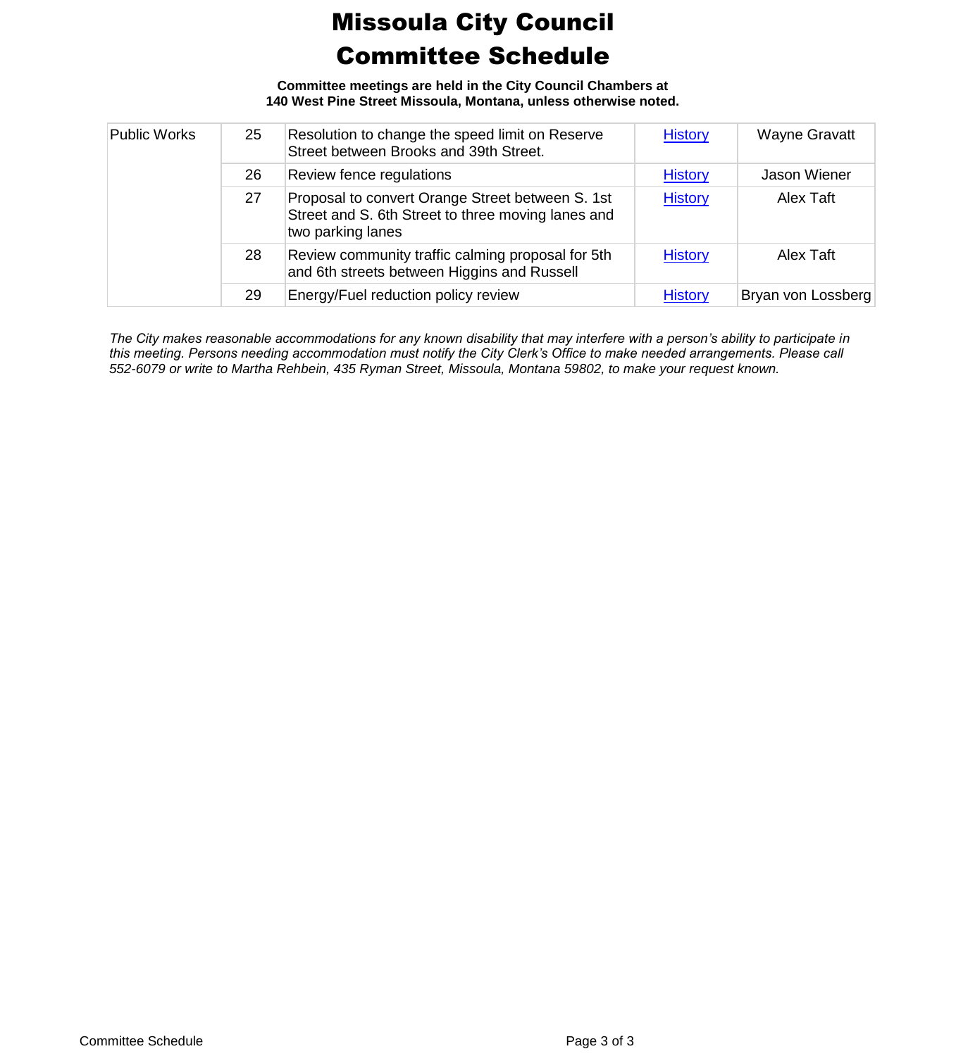# Missoula City Council Committee Schedule

**Committee meetings are held in the City Council Chambers at 140 West Pine Street Missoula, Montana, unless otherwise noted.**

| | | | | |
|---|---|---|---|---|
| Public Works | 25 | Resolution to change the speed limit on Reserve Street between Brooks and 39th Street. | History | Wayne Gravatt |
| | 26 | Review fence regulations | History | Jason Wiener |
| | 27 | Proposal to convert Orange Street between S. 1st Street and S. 6th Street to three moving lanes and two parking lanes | History | Alex Taft |
| | 28 | Review community traffic calming proposal for 5th and 6th streets between Higgins and Russell | History | Alex Taft |
| | 29 | Energy/Fuel reduction policy review | History | Bryan von Lossberg |

*The City makes reasonable accommodations for any known disability that may interfere with a person's ability to participate in this meeting. Persons needing accommodation must notify the City Clerk's Office to make needed arrangements. Please call 552-6079 or write to Martha Rehbein, 435 Ryman Street, Missoula, Montana 59802, to make your request known.*